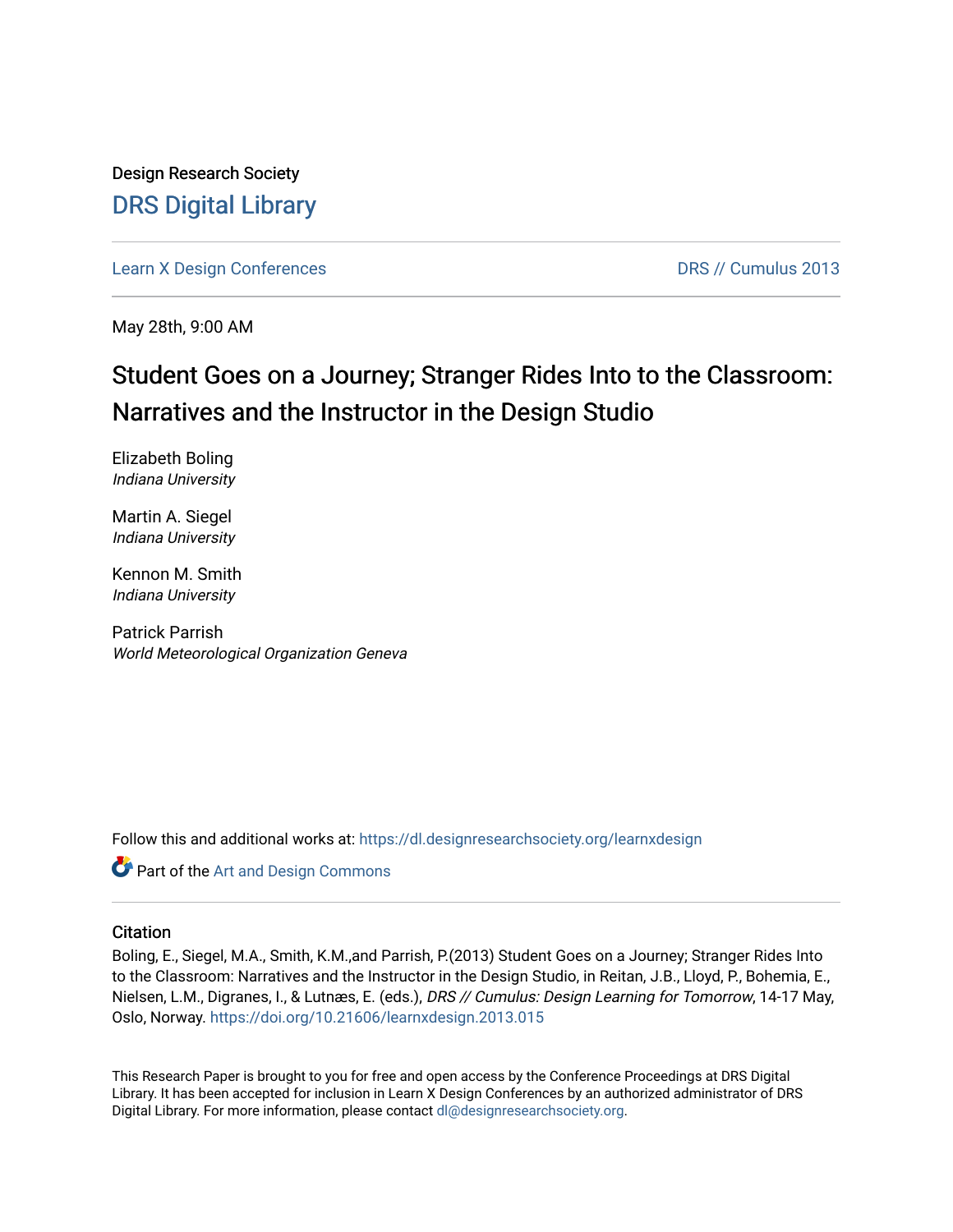Design Research Society

# DRS Digital Library

Learn X Design Conferences

DRS // Cumulus 2013

May 28th, 9:00 AM

## Student Goes on a Journey; Stranger Rides Into to the Classroom: Narratives and the Instructor in the Design Studio

Elizabeth Boling
*Indiana University*

Martin A. Siegel
*Indiana University*

Kennon M. Smith
*Indiana University*

Patrick Parrish
*World Meteorological Organization Geneva*

Follow this and additional works at: https://dl.designresearchsociety.org/learnxdesign

Part of the Art and Design Commons

### Citation

Boling, E., Siegel, M.A., Smith, K.M.,and Parrish, P.(2013) Student Goes on a Journey; Stranger Rides Into to the Classroom: Narratives and the Instructor in the Design Studio, in Reitan, J.B., Lloyd, P., Bohemia, E., Nielsen, L.M., Digranes, I., & Lutnæs, E. (eds.), *DRS // Cumulus: Design Learning for Tomorrow*, 14-17 May, Oslo, Norway. https://doi.org/10.21606/learnxdesign.2013.015

This Research Paper is brought to you for free and open access by the Conference Proceedings at DRS Digital Library. It has been accepted for inclusion in Learn X Design Conferences by an authorized administrator of DRS Digital Library. For more information, please contact dl@designresearchsociety.org.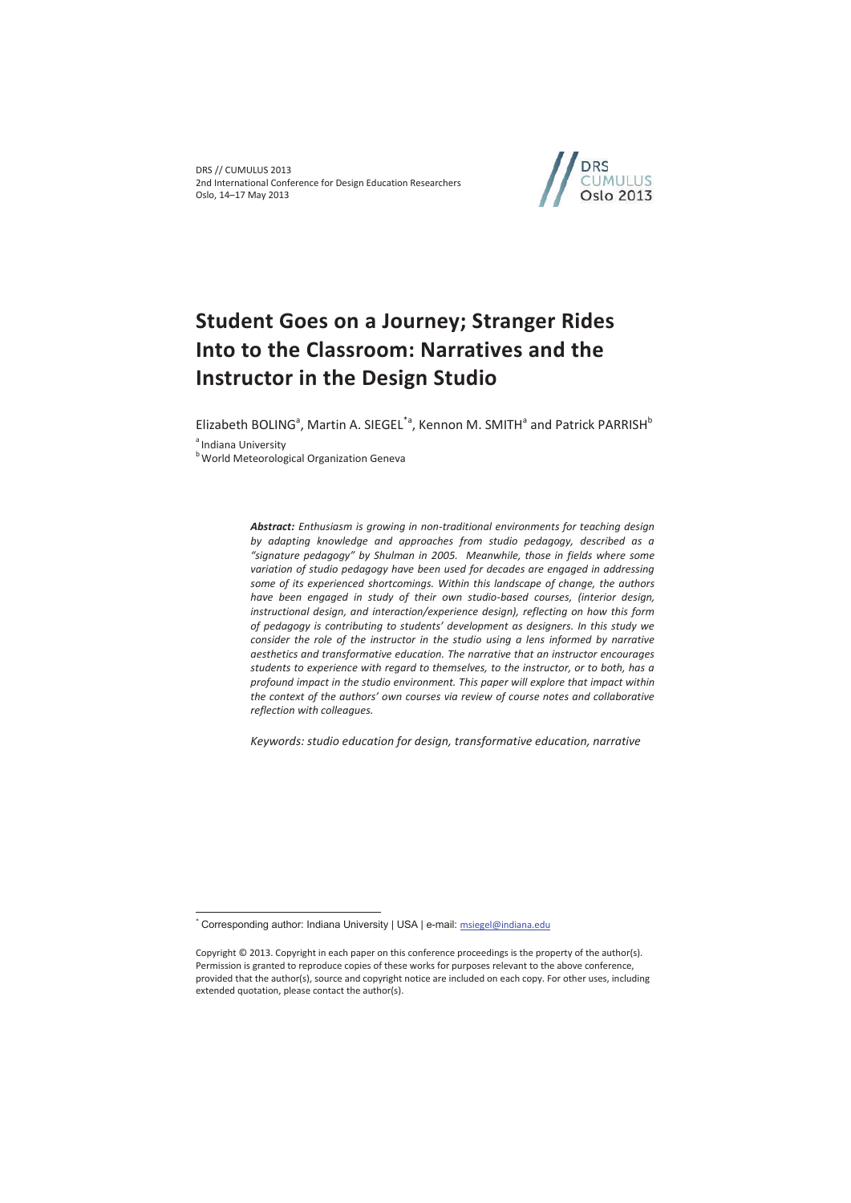# Student Goes on a Journey; Stranger Rides Into to the Classroom: Narratives and the Instructor in the Design Studio

Elizabeth BOLING[a], Martin A. SIEGEL[*a], Kennon M. SMITH[a] and Patrick PARRISH[b]

[a] Indiana University

[b] World Meteorological Organization Geneva

***Abstract:*** *Enthusiasm is growing in non-traditional environments for teaching design by adapting knowledge and approaches from studio pedagogy, described as a "signature pedagogy" by Shulman in 2005. Meanwhile, those in fields where some variation of studio pedagogy have been used for decades are engaged in addressing some of its experienced shortcomings. Within this landscape of change, the authors have been engaged in study of their own studio-based courses, (interior design, instructional design, and interaction/experience design), reflecting on how this form of pedagogy is contributing to students' development as designers. In this study we consider the role of the instructor in the studio using a lens informed by narrative aesthetics and transformative education. The narrative that an instructor encourages students to experience with regard to themselves, to the instructor, or to both, has a profound impact in the studio environment. This paper will explore that impact within the context of the authors' own courses via review of course notes and collaborative reflection with colleagues.*

*Keywords: studio education for design, transformative education, narrative*

[*] Corresponding author: Indiana University | USA | e-mail: msiegel@indiana.edu

Copyright © 2013. Copyright in each paper on this conference proceedings is the property of the author(s). Permission is granted to reproduce copies of these works for purposes relevant to the above conference, provided that the author(s), source and copyright notice are included on each copy. For other uses, including extended quotation, please contact the author(s).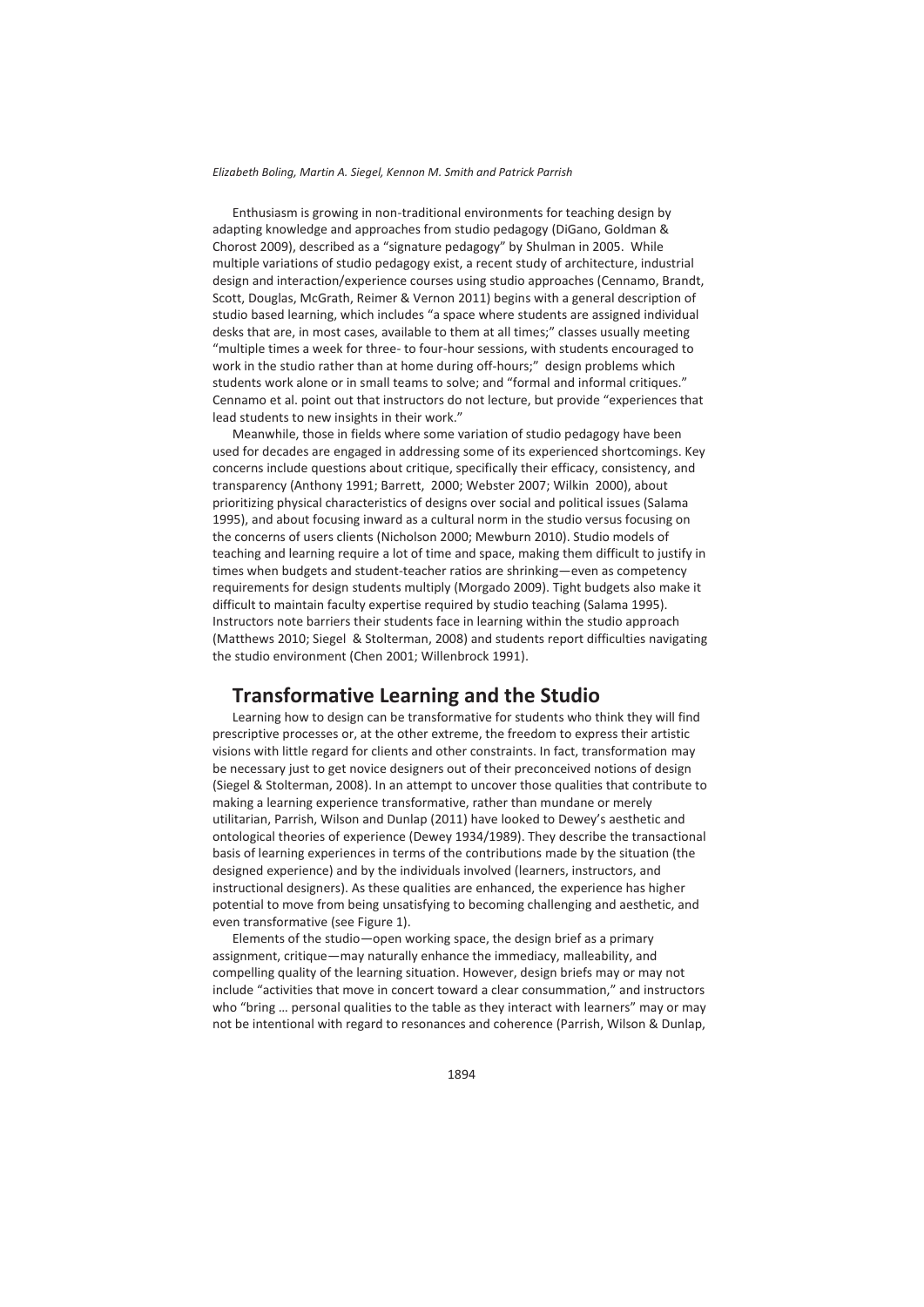Enthusiasm is growing in non-traditional environments for teaching design by adapting knowledge and approaches from studio pedagogy (DiGano, Goldman & Chorost 2009), described as a "signature pedagogy" by Shulman in 2005. While multiple variations of studio pedagogy exist, a recent study of architecture, industrial design and interaction/experience courses using studio approaches (Cennamo, Brandt, Scott, Douglas, McGrath, Reimer & Vernon 2011) begins with a general description of studio based learning, which includes "a space where students are assigned individual desks that are, in most cases, available to them at all times;" classes usually meeting "multiple times a week for three- to four-hour sessions, with students encouraged to work in the studio rather than at home during off-hours;" design problems which students work alone or in small teams to solve; and "formal and informal critiques." Cennamo et al. point out that instructors do not lecture, but provide "experiences that lead students to new insights in their work."

Meanwhile, those in fields where some variation of studio pedagogy have been used for decades are engaged in addressing some of its experienced shortcomings. Key concerns include questions about critique, specifically their efficacy, consistency, and transparency (Anthony 1991; Barrett, 2000; Webster 2007; Wilkin 2000), about prioritizing physical characteristics of designs over social and political issues (Salama 1995), and about focusing inward as a cultural norm in the studio versus focusing on the concerns of users clients (Nicholson 2000; Mewburn 2010). Studio models of teaching and learning require a lot of time and space, making them difficult to justify in times when budgets and student-teacher ratios are shrinking—even as competency requirements for design students multiply (Morgado 2009). Tight budgets also make it difficult to maintain faculty expertise required by studio teaching (Salama 1995). Instructors note barriers their students face in learning within the studio approach (Matthews 2010; Siegel & Stolterman, 2008) and students report difficulties navigating the studio environment (Chen 2001; Willenbrock 1991).

## Transformative Learning and the Studio

Learning how to design can be transformative for students who think they will find prescriptive processes or, at the other extreme, the freedom to express their artistic visions with little regard for clients and other constraints. In fact, transformation may be necessary just to get novice designers out of their preconceived notions of design (Siegel & Stolterman, 2008). In an attempt to uncover those qualities that contribute to making a learning experience transformative, rather than mundane or merely utilitarian, Parrish, Wilson and Dunlap (2011) have looked to Dewey's aesthetic and ontological theories of experience (Dewey 1934/1989). They describe the transactional basis of learning experiences in terms of the contributions made by the situation (the designed experience) and by the individuals involved (learners, instructors, and instructional designers). As these qualities are enhanced, the experience has higher potential to move from being unsatisfying to becoming challenging and aesthetic, and even transformative (see Figure 1).

Elements of the studio—open working space, the design brief as a primary assignment, critique—may naturally enhance the immediacy, malleability, and compelling quality of the learning situation. However, design briefs may or may not include "activities that move in concert toward a clear consummation," and instructors who "bring … personal qualities to the table as they interact with learners" may or may not be intentional with regard to resonances and coherence (Parrish, Wilson & Dunlap,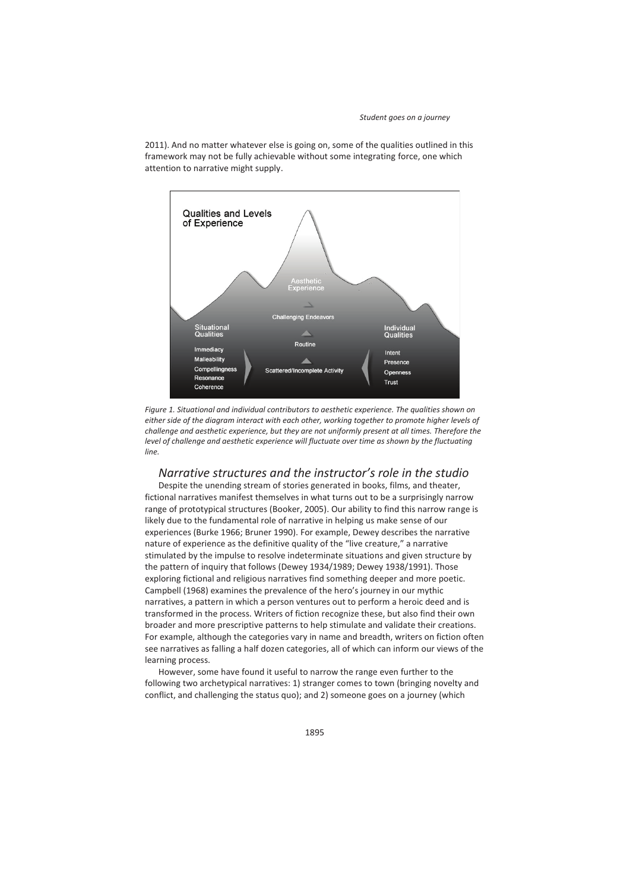2011). And no matter whatever else is going on, some of the qualities outlined in this framework may not be fully achievable without some integrating force, one which attention to narrative might supply.

*Figure 1. Situational and individual contributors to aesthetic experience. The qualities shown on either side of the diagram interact with each other, working together to promote higher levels of challenge and aesthetic experience, but they are not uniformly present at all times. Therefore the level of challenge and aesthetic experience will fluctuate over time as shown by the fluctuating line.*

## *Narrative structures and the instructor's role in the studio*

Despite the unending stream of stories generated in books, films, and theater, fictional narratives manifest themselves in what turns out to be a surprisingly narrow range of prototypical structures (Booker, 2005). Our ability to find this narrow range is likely due to the fundamental role of narrative in helping us make sense of our experiences (Burke 1966; Bruner 1990). For example, Dewey describes the narrative nature of experience as the definitive quality of the "live creature," a narrative stimulated by the impulse to resolve indeterminate situations and given structure by the pattern of inquiry that follows (Dewey 1934/1989; Dewey 1938/1991). Those exploring fictional and religious narratives find something deeper and more poetic. Campbell (1968) examines the prevalence of the hero's journey in our mythic narratives, a pattern in which a person ventures out to perform a heroic deed and is transformed in the process. Writers of fiction recognize these, but also find their own broader and more prescriptive patterns to help stimulate and validate their creations. For example, although the categories vary in name and breadth, writers on fiction often see narratives as falling a half dozen categories, all of which can inform our views of the learning process.

However, some have found it useful to narrow the range even further to the following two archetypical narratives: 1) stranger comes to town (bringing novelty and conflict, and challenging the status quo); and 2) someone goes on a journey (which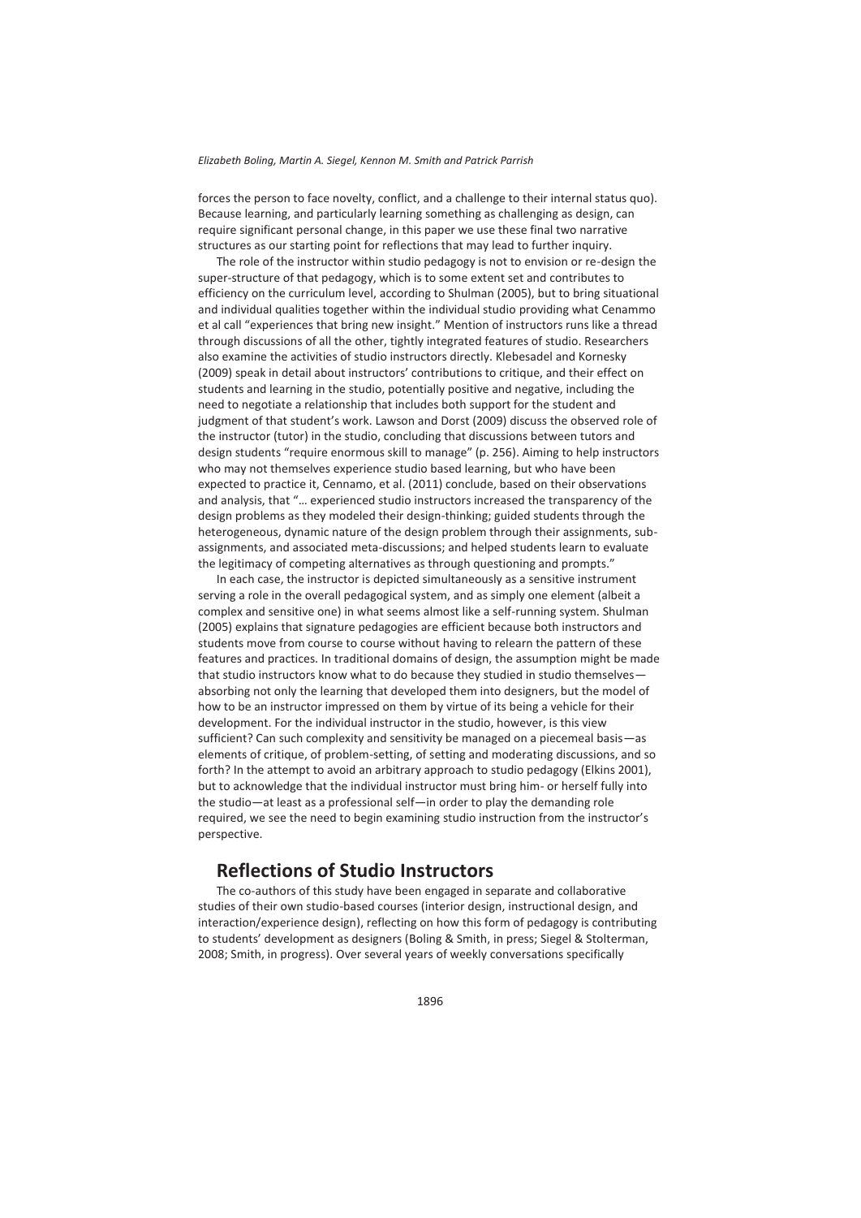forces the person to face novelty, conflict, and a challenge to their internal status quo). Because learning, and particularly learning something as challenging as design, can require significant personal change, in this paper we use these final two narrative structures as our starting point for reflections that may lead to further inquiry.

The role of the instructor within studio pedagogy is not to envision or re-design the super-structure of that pedagogy, which is to some extent set and contributes to efficiency on the curriculum level, according to Shulman (2005), but to bring situational and individual qualities together within the individual studio providing what Cenammo et al call "experiences that bring new insight." Mention of instructors runs like a thread through discussions of all the other, tightly integrated features of studio. Researchers also examine the activities of studio instructors directly. Klebesadel and Kornesky (2009) speak in detail about instructors' contributions to critique, and their effect on students and learning in the studio, potentially positive and negative, including the need to negotiate a relationship that includes both support for the student and judgment of that student's work. Lawson and Dorst (2009) discuss the observed role of the instructor (tutor) in the studio, concluding that discussions between tutors and design students "require enormous skill to manage" (p. 256). Aiming to help instructors who may not themselves experience studio based learning, but who have been expected to practice it, Cennamo, et al. (2011) conclude, based on their observations and analysis, that "… experienced studio instructors increased the transparency of the design problems as they modeled their design-thinking; guided students through the heterogeneous, dynamic nature of the design problem through their assignments, sub-assignments, and associated meta-discussions; and helped students learn to evaluate the legitimacy of competing alternatives as through questioning and prompts."

In each case, the instructor is depicted simultaneously as a sensitive instrument serving a role in the overall pedagogical system, and as simply one element (albeit a complex and sensitive one) in what seems almost like a self-running system. Shulman (2005) explains that signature pedagogies are efficient because both instructors and students move from course to course without having to relearn the pattern of these features and practices. In traditional domains of design, the assumption might be made that studio instructors know what to do because they studied in studio themselves—absorbing not only the learning that developed them into designers, but the model of how to be an instructor impressed on them by virtue of its being a vehicle for their development. For the individual instructor in the studio, however, is this view sufficient? Can such complexity and sensitivity be managed on a piecemeal basis—as elements of critique, of problem-setting, of setting and moderating discussions, and so forth? In the attempt to avoid an arbitrary approach to studio pedagogy (Elkins 2001), but to acknowledge that the individual instructor must bring him- or herself fully into the studio—at least as a professional self—in order to play the demanding role required, we see the need to begin examining studio instruction from the instructor's perspective.

## Reflections of Studio Instructors

The co-authors of this study have been engaged in separate and collaborative studies of their own studio-based courses (interior design, instructional design, and interaction/experience design), reflecting on how this form of pedagogy is contributing to students' development as designers (Boling & Smith, in press; Siegel & Stolterman, 2008; Smith, in progress). Over several years of weekly conversations specifically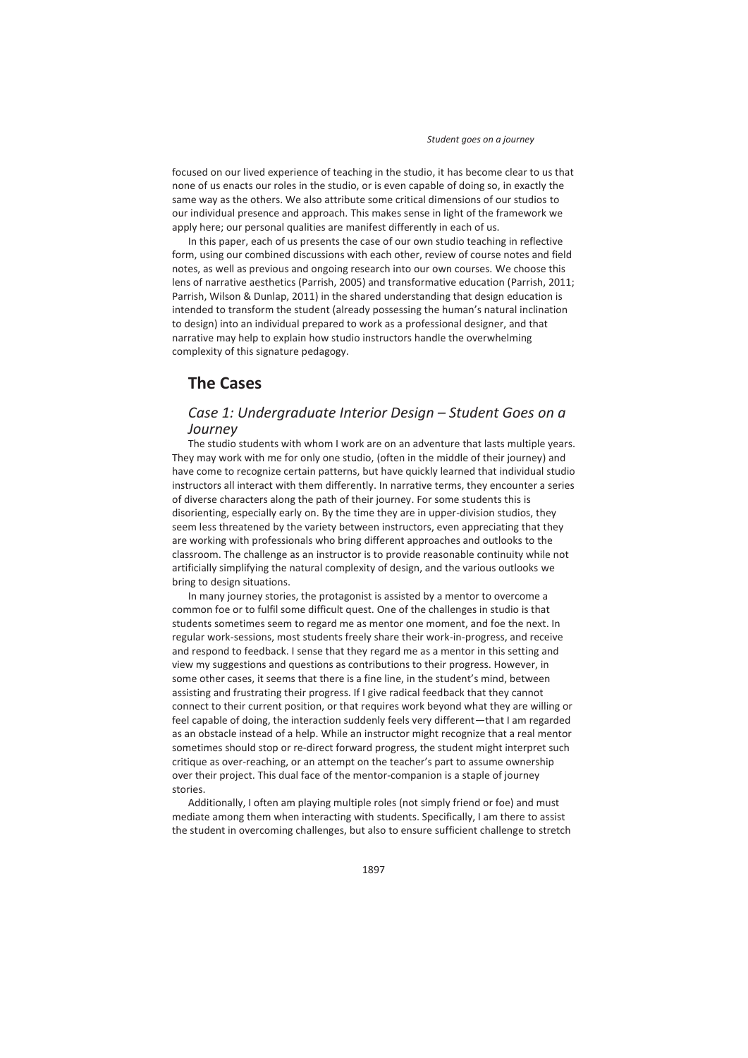focused on our lived experience of teaching in the studio, it has become clear to us that none of us enacts our roles in the studio, or is even capable of doing so, in exactly the same way as the others. We also attribute some critical dimensions of our studios to our individual presence and approach. This makes sense in light of the framework we apply here; our personal qualities are manifest differently in each of us.

In this paper, each of us presents the case of our own studio teaching in reflective form, using our combined discussions with each other, review of course notes and field notes, as well as previous and ongoing research into our own courses. We choose this lens of narrative aesthetics (Parrish, 2005) and transformative education (Parrish, 2011; Parrish, Wilson & Dunlap, 2011) in the shared understanding that design education is intended to transform the student (already possessing the human's natural inclination to design) into an individual prepared to work as a professional designer, and that narrative may help to explain how studio instructors handle the overwhelming complexity of this signature pedagogy.

## The Cases

### *Case 1: Undergraduate Interior Design – Student Goes on a Journey*

The studio students with whom I work are on an adventure that lasts multiple years. They may work with me for only one studio, (often in the middle of their journey) and have come to recognize certain patterns, but have quickly learned that individual studio instructors all interact with them differently. In narrative terms, they encounter a series of diverse characters along the path of their journey. For some students this is disorienting, especially early on. By the time they are in upper-division studios, they seem less threatened by the variety between instructors, even appreciating that they are working with professionals who bring different approaches and outlooks to the classroom. The challenge as an instructor is to provide reasonable continuity while not artificially simplifying the natural complexity of design, and the various outlooks we bring to design situations.

In many journey stories, the protagonist is assisted by a mentor to overcome a common foe or to fulfil some difficult quest. One of the challenges in studio is that students sometimes seem to regard me as mentor one moment, and foe the next. In regular work-sessions, most students freely share their work-in-progress, and receive and respond to feedback. I sense that they regard me as a mentor in this setting and view my suggestions and questions as contributions to their progress. However, in some other cases, it seems that there is a fine line, in the student's mind, between assisting and frustrating their progress. If I give radical feedback that they cannot connect to their current position, or that requires work beyond what they are willing or feel capable of doing, the interaction suddenly feels very different—that I am regarded as an obstacle instead of a help. While an instructor might recognize that a real mentor sometimes should stop or re-direct forward progress, the student might interpret such critique as over-reaching, or an attempt on the teacher's part to assume ownership over their project. This dual face of the mentor-companion is a staple of journey stories.

Additionally, I often am playing multiple roles (not simply friend or foe) and must mediate among them when interacting with students. Specifically, I am there to assist the student in overcoming challenges, but also to ensure sufficient challenge to stretch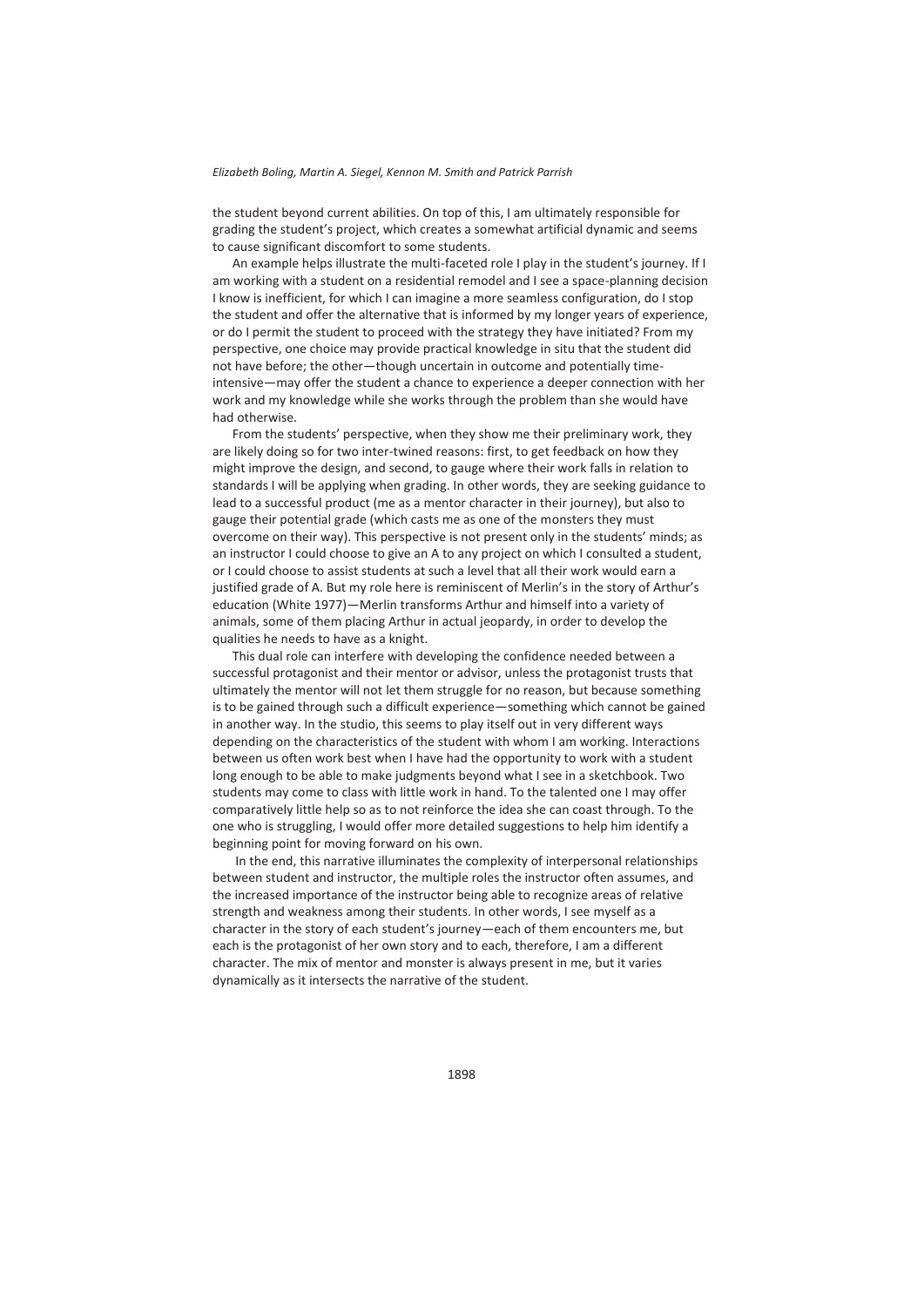the student beyond current abilities. On top of this, I am ultimately responsible for grading the student's project, which creates a somewhat artificial dynamic and seems to cause significant discomfort to some students.

An example helps illustrate the multi-faceted role I play in the student's journey. If I am working with a student on a residential remodel and I see a space-planning decision I know is inefficient, for which I can imagine a more seamless configuration, do I stop the student and offer the alternative that is informed by my longer years of experience, or do I permit the student to proceed with the strategy they have initiated? From my perspective, one choice may provide practical knowledge in situ that the student did not have before; the other—though uncertain in outcome and potentially time-intensive—may offer the student a chance to experience a deeper connection with her work and my knowledge while she works through the problem than she would have had otherwise.

From the students' perspective, when they show me their preliminary work, they are likely doing so for two inter-twined reasons: first, to get feedback on how they might improve the design, and second, to gauge where their work falls in relation to standards I will be applying when grading. In other words, they are seeking guidance to lead to a successful product (me as a mentor character in their journey), but also to gauge their potential grade (which casts me as one of the monsters they must overcome on their way). This perspective is not present only in the students' minds; as an instructor I could choose to give an A to any project on which I consulted a student, or I could choose to assist students at such a level that all their work would earn a justified grade of A. But my role here is reminiscent of Merlin's in the story of Arthur's education (White 1977)—Merlin transforms Arthur and himself into a variety of animals, some of them placing Arthur in actual jeopardy, in order to develop the qualities he needs to have as a knight.

This dual role can interfere with developing the confidence needed between a successful protagonist and their mentor or advisor, unless the protagonist trusts that ultimately the mentor will not let them struggle for no reason, but because something is to be gained through such a difficult experience—something which cannot be gained in another way. In the studio, this seems to play itself out in very different ways depending on the characteristics of the student with whom I am working. Interactions between us often work best when I have had the opportunity to work with a student long enough to be able to make judgments beyond what I see in a sketchbook. Two students may come to class with little work in hand. To the talented one I may offer comparatively little help so as to not reinforce the idea she can coast through. To the one who is struggling, I would offer more detailed suggestions to help him identify a beginning point for moving forward on his own.

In the end, this narrative illuminates the complexity of interpersonal relationships between student and instructor, the multiple roles the instructor often assumes, and the increased importance of the instructor being able to recognize areas of relative strength and weakness among their students. In other words, I see myself as a character in the story of each student's journey—each of them encounters me, but each is the protagonist of her own story and to each, therefore, I am a different character. The mix of mentor and monster is always present in me, but it varies dynamically as it intersects the narrative of the student.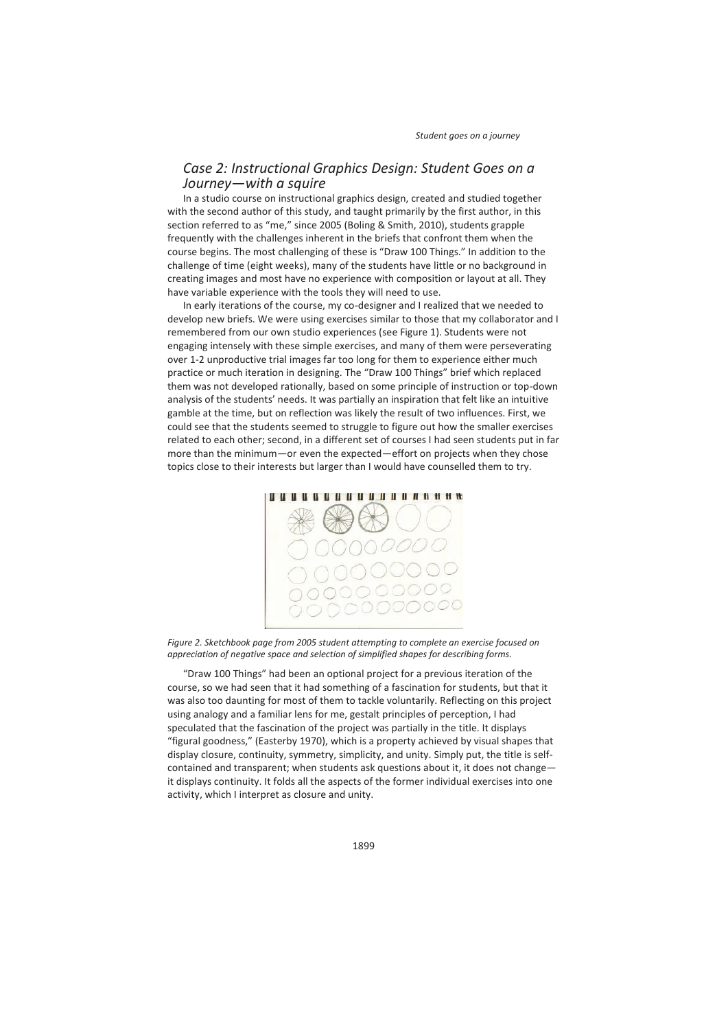## *Case 2: Instructional Graphics Design: Student Goes on a Journey—with a squire*

In a studio course on instructional graphics design, created and studied together with the second author of this study, and taught primarily by the first author, in this section referred to as "me," since 2005 (Boling & Smith, 2010), students grapple frequently with the challenges inherent in the briefs that confront them when the course begins. The most challenging of these is "Draw 100 Things." In addition to the challenge of time (eight weeks), many of the students have little or no background in creating images and most have no experience with composition or layout at all. They have variable experience with the tools they will need to use.

In early iterations of the course, my co-designer and I realized that we needed to develop new briefs. We were using exercises similar to those that my collaborator and I remembered from our own studio experiences (see Figure 1). Students were not engaging intensely with these simple exercises, and many of them were perseverating over 1-2 unproductive trial images far too long for them to experience either much practice or much iteration in designing. The "Draw 100 Things" brief which replaced them was not developed rationally, based on some principle of instruction or top-down analysis of the students' needs. It was partially an inspiration that felt like an intuitive gamble at the time, but on reflection was likely the result of two influences. First, we could see that the students seemed to struggle to figure out how the smaller exercises related to each other; second, in a different set of courses I had seen students put in far more than the minimum—or even the expected—effort on projects when they chose topics close to their interests but larger than I would have counselled them to try.

*Figure 2. Sketchbook page from 2005 student attempting to complete an exercise focused on appreciation of negative space and selection of simplified shapes for describing forms.*

"Draw 100 Things" had been an optional project for a previous iteration of the course, so we had seen that it had something of a fascination for students, but that it was also too daunting for most of them to tackle voluntarily. Reflecting on this project using analogy and a familiar lens for me, gestalt principles of perception, I had speculated that the fascination of the project was partially in the title. It displays "figural goodness," (Easterby 1970), which is a property achieved by visual shapes that display closure, continuity, symmetry, simplicity, and unity. Simply put, the title is self-contained and transparent; when students ask questions about it, it does not change—it displays continuity. It folds all the aspects of the former individual exercises into one activity, which I interpret as closure and unity.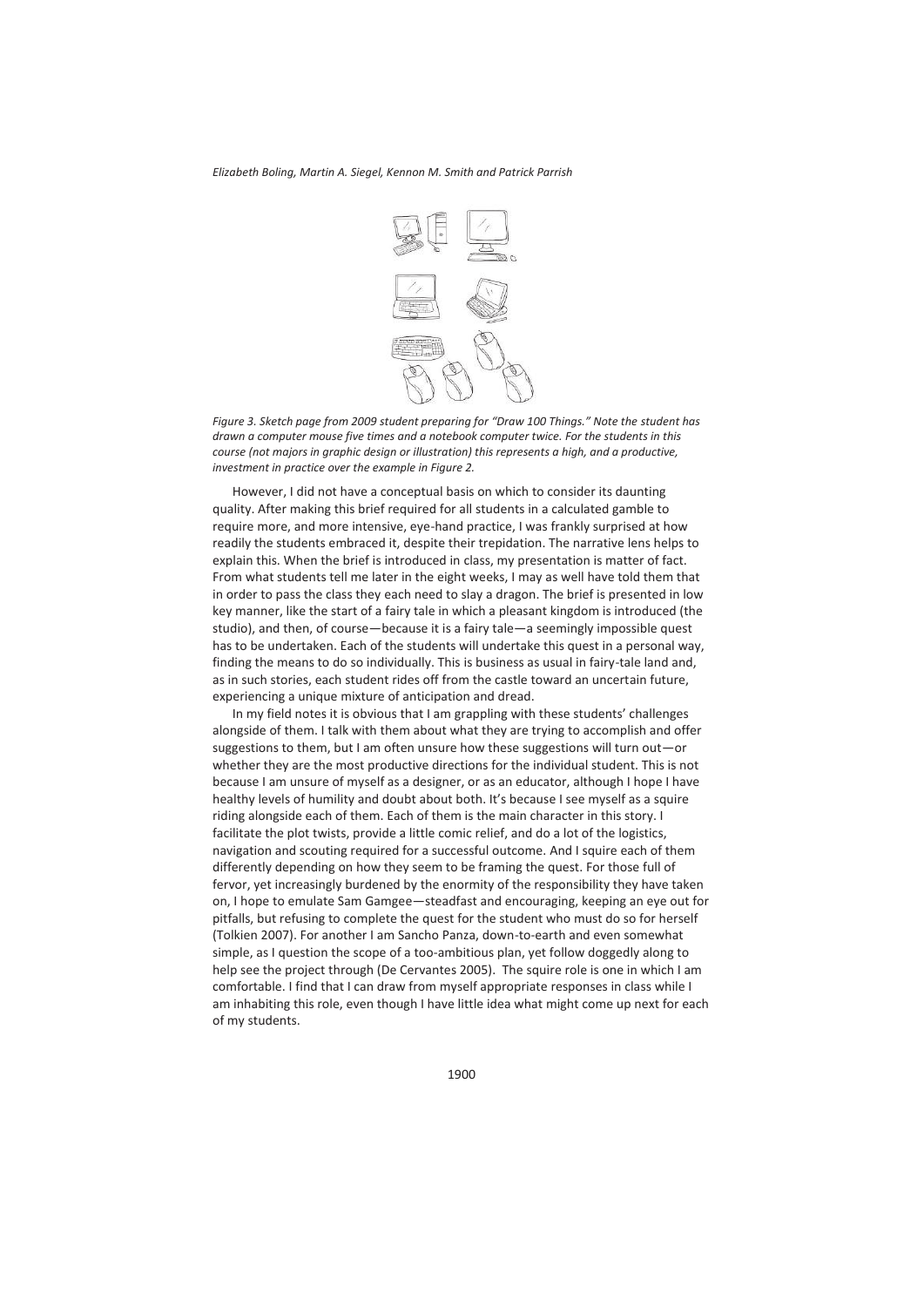*Figure 3. Sketch page from 2009 student preparing for "Draw 100 Things." Note the student has drawn a computer mouse five times and a notebook computer twice. For the students in this course (not majors in graphic design or illustration) this represents a high, and a productive, investment in practice over the example in Figure 2.*

However, I did not have a conceptual basis on which to consider its daunting quality. After making this brief required for all students in a calculated gamble to require more, and more intensive, eye-hand practice, I was frankly surprised at how readily the students embraced it, despite their trepidation. The narrative lens helps to explain this. When the brief is introduced in class, my presentation is matter of fact. From what students tell me later in the eight weeks, I may as well have told them that in order to pass the class they each need to slay a dragon. The brief is presented in low key manner, like the start of a fairy tale in which a pleasant kingdom is introduced (the studio), and then, of course—because it is a fairy tale—a seemingly impossible quest has to be undertaken. Each of the students will undertake this quest in a personal way, finding the means to do so individually. This is business as usual in fairy-tale land and, as in such stories, each student rides off from the castle toward an uncertain future, experiencing a unique mixture of anticipation and dread.

In my field notes it is obvious that I am grappling with these students' challenges alongside of them. I talk with them about what they are trying to accomplish and offer suggestions to them, but I am often unsure how these suggestions will turn out—or whether they are the most productive directions for the individual student. This is not because I am unsure of myself as a designer, or as an educator, although I hope I have healthy levels of humility and doubt about both. It's because I see myself as a squire riding alongside each of them. Each of them is the main character in this story. I facilitate the plot twists, provide a little comic relief, and do a lot of the logistics, navigation and scouting required for a successful outcome. And I squire each of them differently depending on how they seem to be framing the quest. For those full of fervor, yet increasingly burdened by the enormity of the responsibility they have taken on, I hope to emulate Sam Gamgee—steadfast and encouraging, keeping an eye out for pitfalls, but refusing to complete the quest for the student who must do so for herself (Tolkien 2007). For another I am Sancho Panza, down-to-earth and even somewhat simple, as I question the scope of a too-ambitious plan, yet follow doggedly along to help see the project through (De Cervantes 2005). The squire role is one in which I am comfortable. I find that I can draw from myself appropriate responses in class while I am inhabiting this role, even though I have little idea what might come up next for each of my students.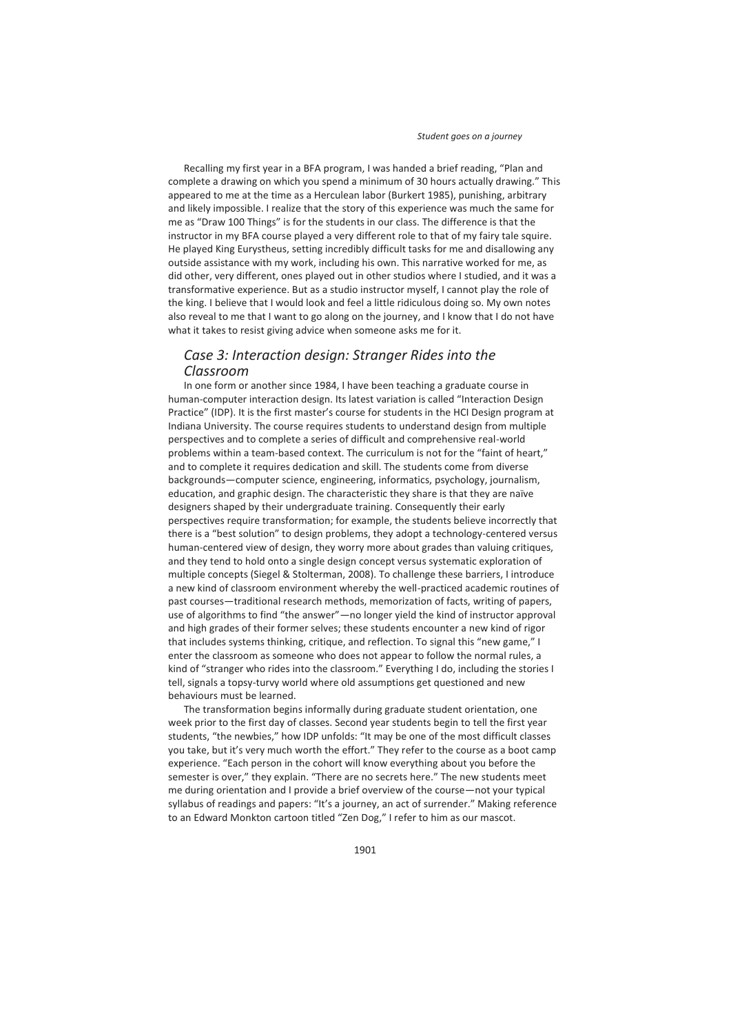Recalling my first year in a BFA program, I was handed a brief reading, "Plan and complete a drawing on which you spend a minimum of 30 hours actually drawing." This appeared to me at the time as a Herculean labor (Burkert 1985), punishing, arbitrary and likely impossible. I realize that the story of this experience was much the same for me as "Draw 100 Things" is for the students in our class. The difference is that the instructor in my BFA course played a very different role to that of my fairy tale squire. He played King Eurystheus, setting incredibly difficult tasks for me and disallowing any outside assistance with my work, including his own. This narrative worked for me, as did other, very different, ones played out in other studios where I studied, and it was a transformative experience. But as a studio instructor myself, I cannot play the role of the king. I believe that I would look and feel a little ridiculous doing so. My own notes also reveal to me that I want to go along on the journey, and I know that I do not have what it takes to resist giving advice when someone asks me for it.

## *Case 3: Interaction design: Stranger Rides into the Classroom*

In one form or another since 1984, I have been teaching a graduate course in human-computer interaction design. Its latest variation is called "Interaction Design Practice" (IDP). It is the first master's course for students in the HCI Design program at Indiana University. The course requires students to understand design from multiple perspectives and to complete a series of difficult and comprehensive real-world problems within a team-based context. The curriculum is not for the "faint of heart," and to complete it requires dedication and skill. The students come from diverse backgrounds—computer science, engineering, informatics, psychology, journalism, education, and graphic design. The characteristic they share is that they are naïve designers shaped by their undergraduate training. Consequently their early perspectives require transformation; for example, the students believe incorrectly that there is a "best solution" to design problems, they adopt a technology-centered versus human-centered view of design, they worry more about grades than valuing critiques, and they tend to hold onto a single design concept versus systematic exploration of multiple concepts (Siegel & Stolterman, 2008). To challenge these barriers, I introduce a new kind of classroom environment whereby the well-practiced academic routines of past courses—traditional research methods, memorization of facts, writing of papers, use of algorithms to find "the answer"—no longer yield the kind of instructor approval and high grades of their former selves; these students encounter a new kind of rigor that includes systems thinking, critique, and reflection. To signal this "new game," I enter the classroom as someone who does not appear to follow the normal rules, a kind of "stranger who rides into the classroom." Everything I do, including the stories I tell, signals a topsy-turvy world where old assumptions get questioned and new behaviours must be learned.

The transformation begins informally during graduate student orientation, one week prior to the first day of classes. Second year students begin to tell the first year students, "the newbies," how IDP unfolds: "It may be one of the most difficult classes you take, but it's very much worth the effort." They refer to the course as a boot camp experience. "Each person in the cohort will know everything about you before the semester is over," they explain. "There are no secrets here." The new students meet me during orientation and I provide a brief overview of the course—not your typical syllabus of readings and papers: "It's a journey, an act of surrender." Making reference to an Edward Monkton cartoon titled "Zen Dog," I refer to him as our mascot.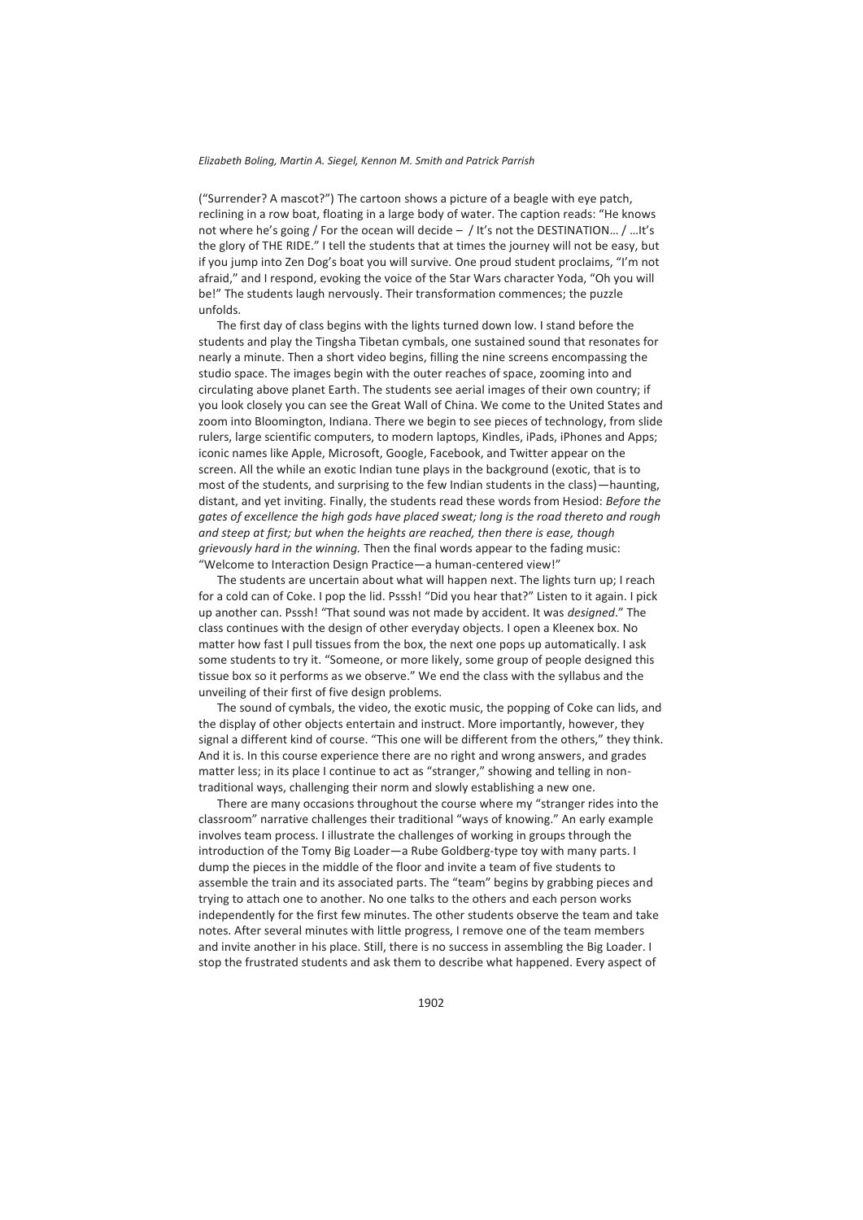("Surrender? A mascot?") The cartoon shows a picture of a beagle with eye patch, reclining in a row boat, floating in a large body of water. The caption reads: "He knows not where he's going / For the ocean will decide – / It's not the DESTINATION… / …It's the glory of THE RIDE." I tell the students that at times the journey will not be easy, but if you jump into Zen Dog's boat you will survive. One proud student proclaims, "I'm not afraid," and I respond, evoking the voice of the Star Wars character Yoda, "Oh you will be!" The students laugh nervously. Their transformation commences; the puzzle unfolds.

The first day of class begins with the lights turned down low. I stand before the students and play the Tingsha Tibetan cymbals, one sustained sound that resonates for nearly a minute. Then a short video begins, filling the nine screens encompassing the studio space. The images begin with the outer reaches of space, zooming into and circulating above planet Earth. The students see aerial images of their own country; if you look closely you can see the Great Wall of China. We come to the United States and zoom into Bloomington, Indiana. There we begin to see pieces of technology, from slide rulers, large scientific computers, to modern laptops, Kindles, iPads, iPhones and Apps; iconic names like Apple, Microsoft, Google, Facebook, and Twitter appear on the screen. All the while an exotic Indian tune plays in the background (exotic, that is to most of the students, and surprising to the few Indian students in the class)—haunting, distant, and yet inviting. Finally, the students read these words from Hesiod: *Before the gates of excellence the high gods have placed sweat; long is the road thereto and rough and steep at first; but when the heights are reached, then there is ease, though grievously hard in the winning.* Then the final words appear to the fading music: "Welcome to Interaction Design Practice—a human-centered view!"

The students are uncertain about what will happen next. The lights turn up; I reach for a cold can of Coke. I pop the lid. Psssh! "Did you hear that?" Listen to it again. I pick up another can. Psssh! "That sound was not made by accident. It was *designed*." The class continues with the design of other everyday objects. I open a Kleenex box. No matter how fast I pull tissues from the box, the next one pops up automatically. I ask some students to try it. "Someone, or more likely, some group of people designed this tissue box so it performs as we observe." We end the class with the syllabus and the unveiling of their first of five design problems.

The sound of cymbals, the video, the exotic music, the popping of Coke can lids, and the display of other objects entertain and instruct. More importantly, however, they signal a different kind of course. "This one will be different from the others," they think. And it is. In this course experience there are no right and wrong answers, and grades matter less; in its place I continue to act as "stranger," showing and telling in non-traditional ways, challenging their norm and slowly establishing a new one.

There are many occasions throughout the course where my "stranger rides into the classroom" narrative challenges their traditional "ways of knowing." An early example involves team process. I illustrate the challenges of working in groups through the introduction of the Tomy Big Loader—a Rube Goldberg-type toy with many parts. I dump the pieces in the middle of the floor and invite a team of five students to assemble the train and its associated parts. The "team" begins by grabbing pieces and trying to attach one to another. No one talks to the others and each person works independently for the first few minutes. The other students observe the team and take notes. After several minutes with little progress, I remove one of the team members and invite another in his place. Still, there is no success in assembling the Big Loader. I stop the frustrated students and ask them to describe what happened. Every aspect of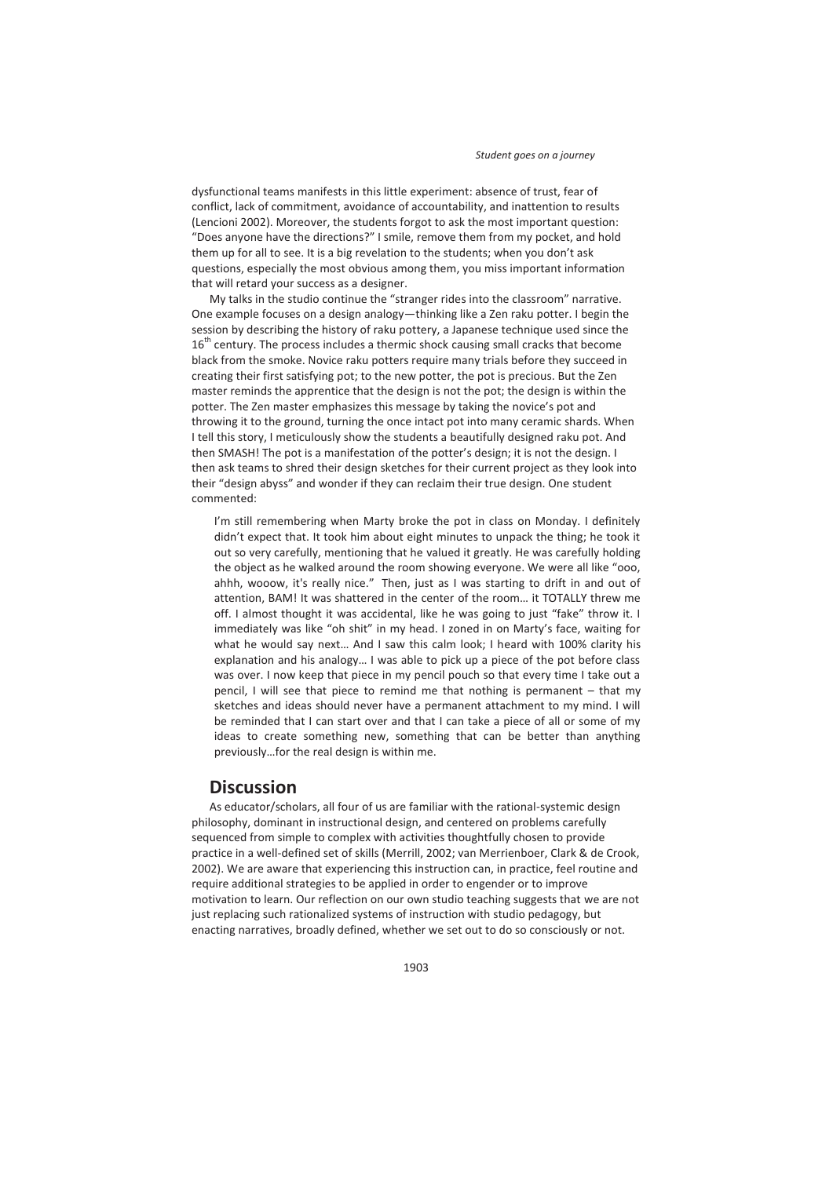dysfunctional teams manifests in this little experiment: absence of trust, fear of conflict, lack of commitment, avoidance of accountability, and inattention to results (Lencioni 2002). Moreover, the students forgot to ask the most important question: "Does anyone have the directions?" I smile, remove them from my pocket, and hold them up for all to see. It is a big revelation to the students; when you don't ask questions, especially the most obvious among them, you miss important information that will retard your success as a designer.

My talks in the studio continue the "stranger rides into the classroom" narrative. One example focuses on a design analogy—thinking like a Zen raku potter. I begin the session by describing the history of raku pottery, a Japanese technique used since the 16th century. The process includes a thermic shock causing small cracks that become black from the smoke. Novice raku potters require many trials before they succeed in creating their first satisfying pot; to the new potter, the pot is precious. But the Zen master reminds the apprentice that the design is not the pot; the design is within the potter. The Zen master emphasizes this message by taking the novice's pot and throwing it to the ground, turning the once intact pot into many ceramic shards. When I tell this story, I meticulously show the students a beautifully designed raku pot. And then SMASH! The pot is a manifestation of the potter's design; it is not the design. I then ask teams to shred their design sketches for their current project as they look into their "design abyss" and wonder if they can reclaim their true design. One student commented:

> I'm still remembering when Marty broke the pot in class on Monday. I definitely didn't expect that. It took him about eight minutes to unpack the thing; he took it out so very carefully, mentioning that he valued it greatly. He was carefully holding the object as he walked around the room showing everyone. We were all like "ooo, ahhh, wooow, it's really nice." Then, just as I was starting to drift in and out of attention, BAM! It was shattered in the center of the room… it TOTALLY threw me off. I almost thought it was accidental, like he was going to just "fake" throw it. I immediately was like "oh shit" in my head. I zoned in on Marty's face, waiting for what he would say next… And I saw this calm look; I heard with 100% clarity his explanation and his analogy… I was able to pick up a piece of the pot before class was over. I now keep that piece in my pencil pouch so that every time I take out a pencil, I will see that piece to remind me that nothing is permanent – that my sketches and ideas should never have a permanent attachment to my mind. I will be reminded that I can start over and that I can take a piece of all or some of my ideas to create something new, something that can be better than anything previously…for the real design is within me.

## Discussion

As educator/scholars, all four of us are familiar with the rational-systemic design philosophy, dominant in instructional design, and centered on problems carefully sequenced from simple to complex with activities thoughtfully chosen to provide practice in a well-defined set of skills (Merrill, 2002; van Merrienboer, Clark & de Crook, 2002). We are aware that experiencing this instruction can, in practice, feel routine and require additional strategies to be applied in order to engender or to improve motivation to learn. Our reflection on our own studio teaching suggests that we are not just replacing such rationalized systems of instruction with studio pedagogy, but enacting narratives, broadly defined, whether we set out to do so consciously or not.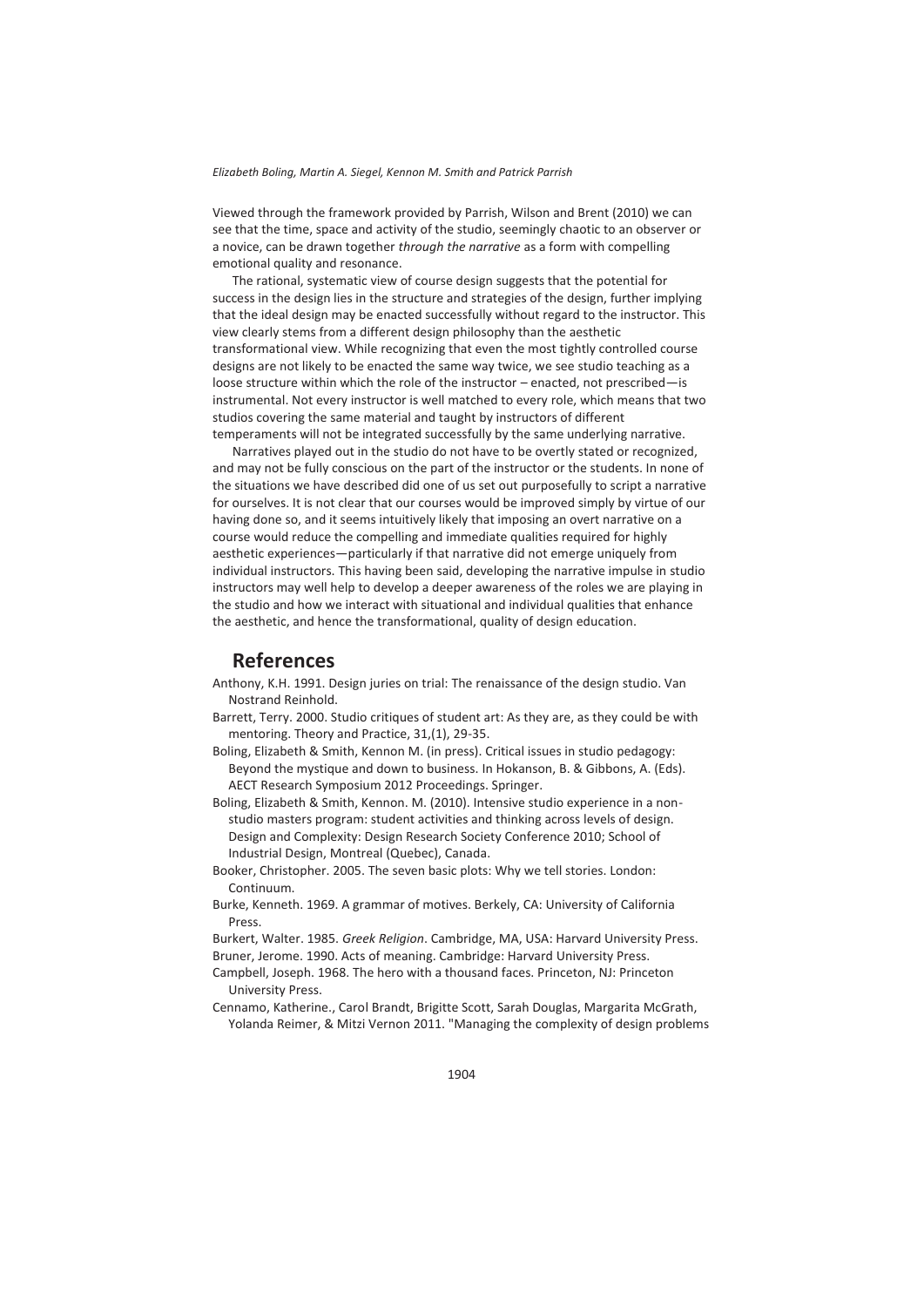Viewed through the framework provided by Parrish, Wilson and Brent (2010) we can see that the time, space and activity of the studio, seemingly chaotic to an observer or a novice, can be drawn together *through the narrative* as a form with compelling emotional quality and resonance.

The rational, systematic view of course design suggests that the potential for success in the design lies in the structure and strategies of the design, further implying that the ideal design may be enacted successfully without regard to the instructor. This view clearly stems from a different design philosophy than the aesthetic transformational view. While recognizing that even the most tightly controlled course designs are not likely to be enacted the same way twice, we see studio teaching as a loose structure within which the role of the instructor – enacted, not prescribed—is instrumental. Not every instructor is well matched to every role, which means that two studios covering the same material and taught by instructors of different temperaments will not be integrated successfully by the same underlying narrative.

Narratives played out in the studio do not have to be overtly stated or recognized, and may not be fully conscious on the part of the instructor or the students. In none of the situations we have described did one of us set out purposefully to script a narrative for ourselves. It is not clear that our courses would be improved simply by virtue of our having done so, and it seems intuitively likely that imposing an overt narrative on a course would reduce the compelling and immediate qualities required for highly aesthetic experiences—particularly if that narrative did not emerge uniquely from individual instructors. This having been said, developing the narrative impulse in studio instructors may well help to develop a deeper awareness of the roles we are playing in the studio and how we interact with situational and individual qualities that enhance the aesthetic, and hence the transformational, quality of design education.

## References

Anthony, K.H. 1991. Design juries on trial: The renaissance of the design studio. Van Nostrand Reinhold.

Barrett, Terry. 2000. Studio critiques of student art: As they are, as they could be with mentoring. Theory and Practice, 31,(1), 29-35.

Boling, Elizabeth & Smith, Kennon M. (in press). Critical issues in studio pedagogy: Beyond the mystique and down to business. In Hokanson, B. & Gibbons, A. (Eds). AECT Research Symposium 2012 Proceedings. Springer.

Boling, Elizabeth & Smith, Kennon. M. (2010). Intensive studio experience in a non-studio masters program: student activities and thinking across levels of design. Design and Complexity: Design Research Society Conference 2010; School of Industrial Design, Montreal (Quebec), Canada.

Booker, Christopher. 2005. The seven basic plots: Why we tell stories. London: Continuum.

Burke, Kenneth. 1969. A grammar of motives. Berkely, CA: University of California Press.

Burkert, Walter. 1985. *Greek Religion*. Cambridge, MA, USA: Harvard University Press.

Bruner, Jerome. 1990. Acts of meaning. Cambridge: Harvard University Press.

Campbell, Joseph. 1968. The hero with a thousand faces. Princeton, NJ: Princeton University Press.

Cennamo, Katherine., Carol Brandt, Brigitte Scott, Sarah Douglas, Margarita McGrath, Yolanda Reimer, & Mitzi Vernon 2011. "Managing the complexity of design problems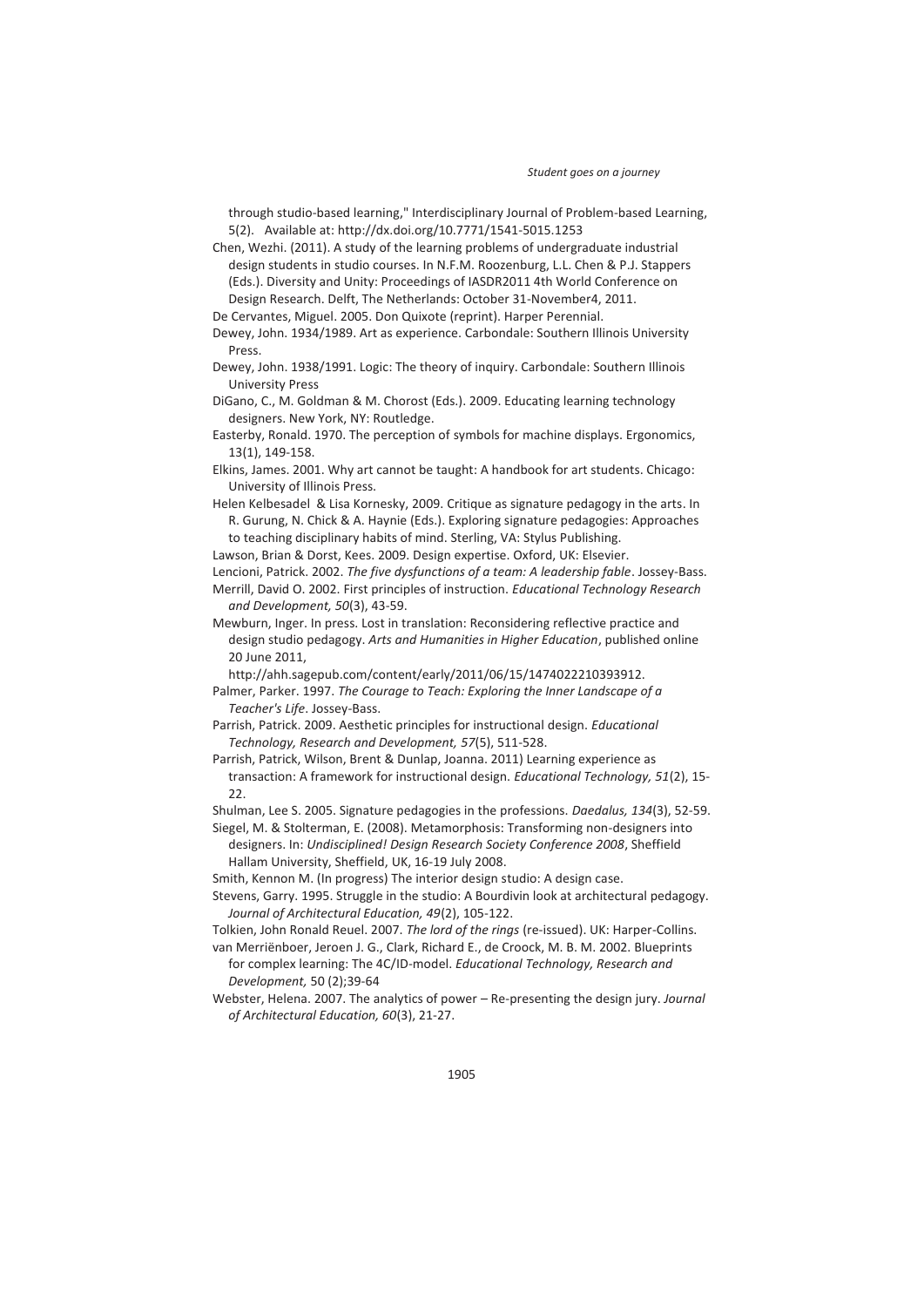through studio-based learning," Interdisciplinary Journal of Problem-based Learning, 5(2). Available at: http://dx.doi.org/10.7771/1541-5015.1253

Chen, Wezhi. (2011). A study of the learning problems of undergraduate industrial design students in studio courses. In N.F.M. Roozenburg, L.L. Chen & P.J. Stappers (Eds.). Diversity and Unity: Proceedings of IASDR2011 4th World Conference on Design Research. Delft, The Netherlands: October 31-November4, 2011.

De Cervantes, Miguel. 2005. Don Quixote (reprint). Harper Perennial.

Dewey, John. 1934/1989. Art as experience. Carbondale: Southern Illinois University Press.

Dewey, John. 1938/1991. Logic: The theory of inquiry. Carbondale: Southern Illinois University Press

DiGano, C., M. Goldman & M. Chorost (Eds.). 2009. Educating learning technology designers. New York, NY: Routledge.

Easterby, Ronald. 1970. The perception of symbols for machine displays. Ergonomics, 13(1), 149-158.

Elkins, James. 2001. Why art cannot be taught: A handbook for art students. Chicago: University of Illinois Press.

Helen Kelbesadel & Lisa Kornesky, 2009. Critique as signature pedagogy in the arts. In R. Gurung, N. Chick & A. Haynie (Eds.). Exploring signature pedagogies: Approaches to teaching disciplinary habits of mind. Sterling, VA: Stylus Publishing.

Lawson, Brian & Dorst, Kees. 2009. Design expertise. Oxford, UK: Elsevier.

Lencioni, Patrick. 2002. *The five dysfunctions of a team: A leadership fable*. Jossey-Bass.

Merrill, David O. 2002. First principles of instruction. *Educational Technology Research and Development, 50*(3), 43-59.

Mewburn, Inger. In press. Lost in translation: Reconsidering reflective practice and design studio pedagogy. *Arts and Humanities in Higher Education*, published online 20 June 2011, http://ahh.sagepub.com/content/early/2011/06/15/1474022210393912.

Palmer, Parker. 1997. *The Courage to Teach: Exploring the Inner Landscape of a Teacher's Life*. Jossey-Bass.

Parrish, Patrick. 2009. Aesthetic principles for instructional design. *Educational Technology, Research and Development, 57*(5), 511-528.

Parrish, Patrick, Wilson, Brent & Dunlap, Joanna. 2011) Learning experience as transaction: A framework for instructional design. *Educational Technology, 51*(2), 15-22.

Shulman, Lee S. 2005. Signature pedagogies in the professions. *Daedalus, 134*(3), 52-59.

Siegel, M. & Stolterman, E. (2008). Metamorphosis: Transforming non-designers into designers. In: *Undisciplined! Design Research Society Conference 2008*, Sheffield Hallam University, Sheffield, UK, 16-19 July 2008.

Smith, Kennon M. (In progress) The interior design studio: A design case.

Stevens, Garry. 1995. Struggle in the studio: A Bourdivin look at architectural pedagogy. *Journal of Architectural Education, 49*(2), 105-122.

Tolkien, John Ronald Reuel. 2007. *The lord of the rings* (re-issued). UK: Harper-Collins.

van Merriënboer, Jeroen J. G., Clark, Richard E., de Croock, M. B. M. 2002. Blueprints for complex learning: The 4C/ID-model. *Educational Technology, Research and Development,* 50 (2);39-64

Webster, Helena. 2007. The analytics of power – Re-presenting the design jury. *Journal of Architectural Education, 60*(3), 21-27.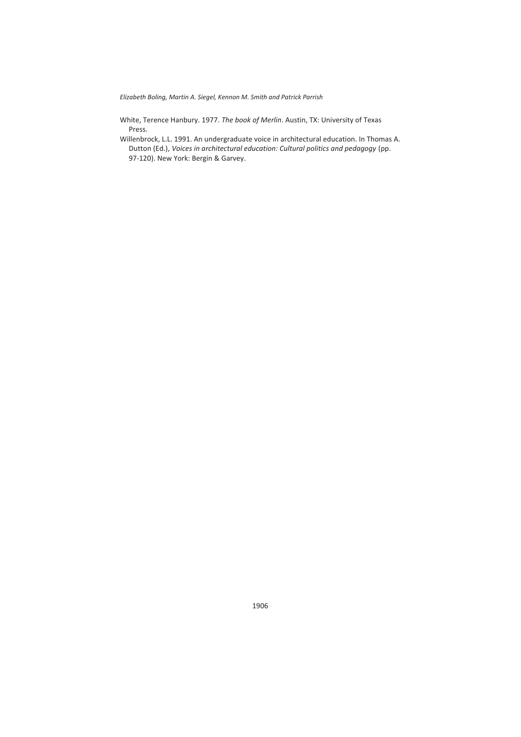White, Terence Hanbury. 1977. *The book of Merlin*. Austin, TX: University of Texas Press.

Willenbrock, L.L. 1991. An undergraduate voice in architectural education. In Thomas A. Dutton (Ed.), *Voices in architectural education: Cultural politics and pedagogy* (pp. 97-120). New York: Bergin & Garvey.